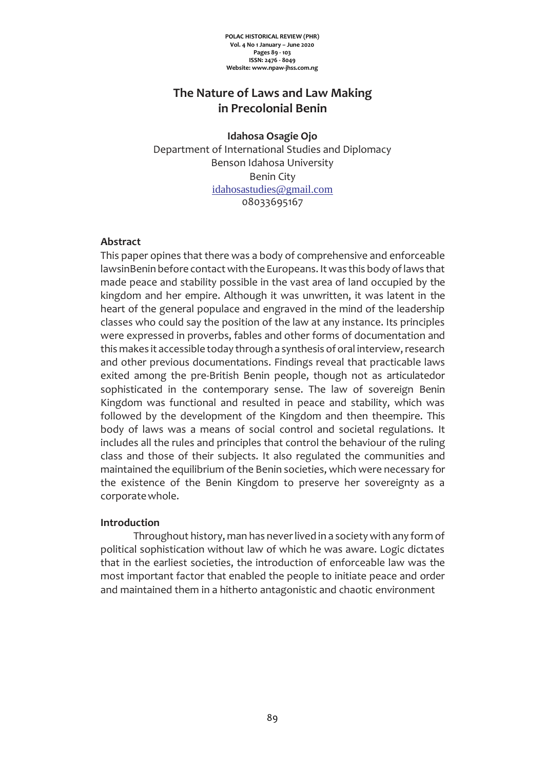# The Nature of Laws and Law Making in Precolonial Benin

**Idahosa Osagie Ojo**

Department of International Studies and Diplomacy
Benson Idahosa University
Benin City
idahosastudies@gmail.com
08033695167

### Abstract

This paper opines that there was a body of comprehensive and enforceable lawsinBenin before contact with the Europeans. It was this body of laws that made peace and stability possible in the vast area of land occupied by the kingdom and her empire. Although it was unwritten, it was latent in the heart of the general populace and engraved in the mind of the leadership classes who could say the position of the law at any instance. Its principles were expressed in proverbs, fables and other forms of documentation and this makes it accessible today through a synthesis of oral interview, research and other previous documentations. Findings reveal that practicable laws exited among the pre-British Benin people, though not as articulatedor sophisticated in the contemporary sense. The law of sovereign Benin Kingdom was functional and resulted in peace and stability, which was followed by the development of the Kingdom and then theempire. This body of laws was a means of social control and societal regulations. It includes all the rules and principles that control the behaviour of the ruling class and those of their subjects. It also regulated the communities and maintained the equilibrium of the Benin societies, which were necessary for the existence of the Benin Kingdom to preserve her sovereignty as a corporatewhole.

### Introduction

Throughout history, man has never lived in a society with any form of political sophistication without law of which he was aware. Logic dictates that in the earliest societies, the introduction of enforceable law was the most important factor that enabled the people to initiate peace and order and maintained them in a hitherto antagonistic and chaotic environment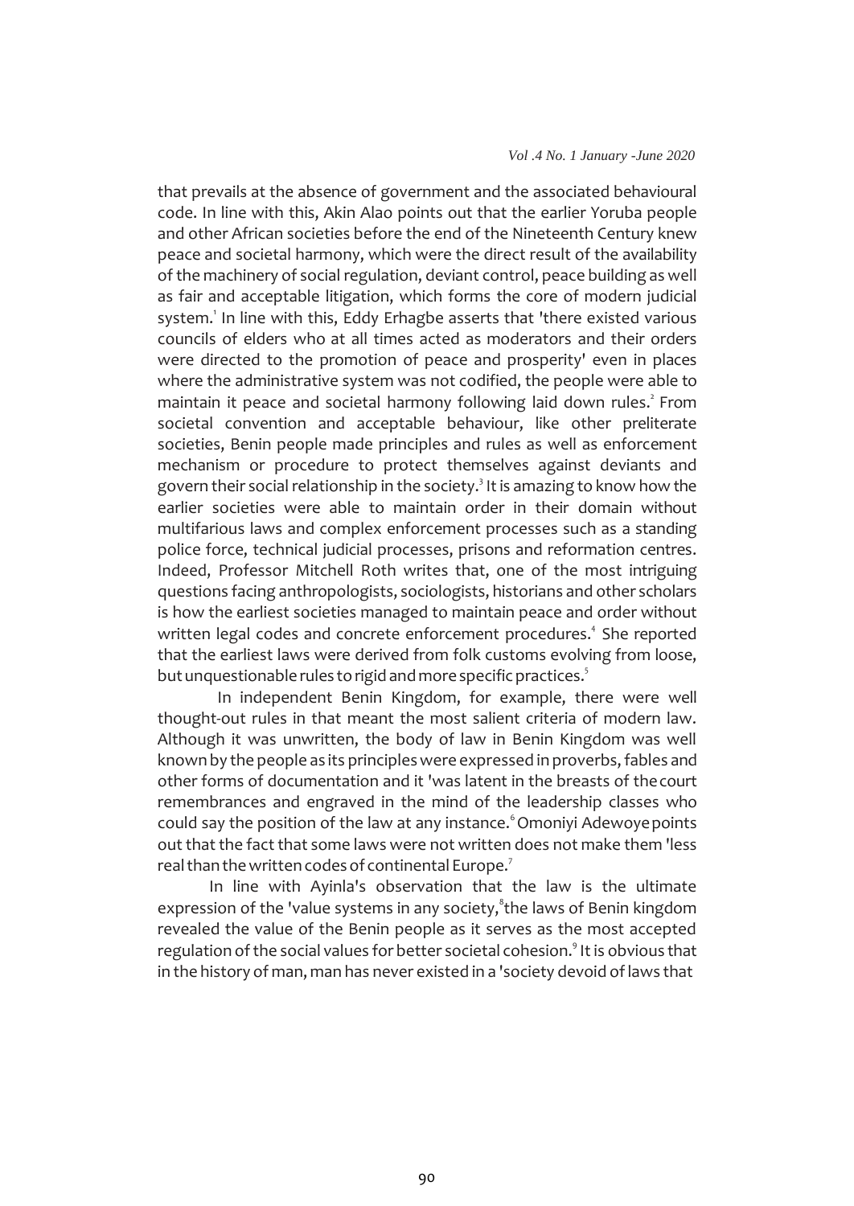that prevails at the absence of government and the associated behavioural code. In line with this, Akin Alao points out that the earlier Yoruba people and other African societies before the end of the Nineteenth Century knew peace and societal harmony, which were the direct result of the availability of the machinery of social regulation, deviant control, peace building as well as fair and acceptable litigation, which forms the core of modern judicial system.[1] In line with this, Eddy Erhagbe asserts that 'there existed various councils of elders who at all times acted as moderators and their orders were directed to the promotion of peace and prosperity' even in places where the administrative system was not codified, the people were able to maintain it peace and societal harmony following laid down rules.[2] From societal convention and acceptable behaviour, like other preliterate societies, Benin people made principles and rules as well as enforcement mechanism or procedure to protect themselves against deviants and govern their social relationship in the society.[3] It is amazing to know how the earlier societies were able to maintain order in their domain without multifarious laws and complex enforcement processes such as a standing police force, technical judicial processes, prisons and reformation centres. Indeed, Professor Mitchell Roth writes that, one of the most intriguing questions facing anthropologists, sociologists, historians and other scholars is how the earliest societies managed to maintain peace and order without written legal codes and concrete enforcement procedures.[4] She reported that the earliest laws were derived from folk customs evolving from loose, but unquestionable rules to rigid and more specific practices.[5]

In independent Benin Kingdom, for example, there were well thought-out rules in that meant the most salient criteria of modern law. Although it was unwritten, the body of law in Benin Kingdom was well known by the people as its principles were expressed in proverbs, fables and other forms of documentation and it 'was latent in the breasts of the court remembrances and engraved in the mind of the leadership classes who could say the position of the law at any instance.[6] Omoniyi Adewoye points out that the fact that some laws were not written does not make them 'less real than the written codes of continental Europe.[7]

In line with Ayinla's observation that the law is the ultimate expression of the 'value systems in any society,[8] the laws of Benin kingdom revealed the value of the Benin people as it serves as the most accepted regulation of the social values for better societal cohesion.[9] It is obvious that in the history of man, man has never existed in a 'society devoid of laws that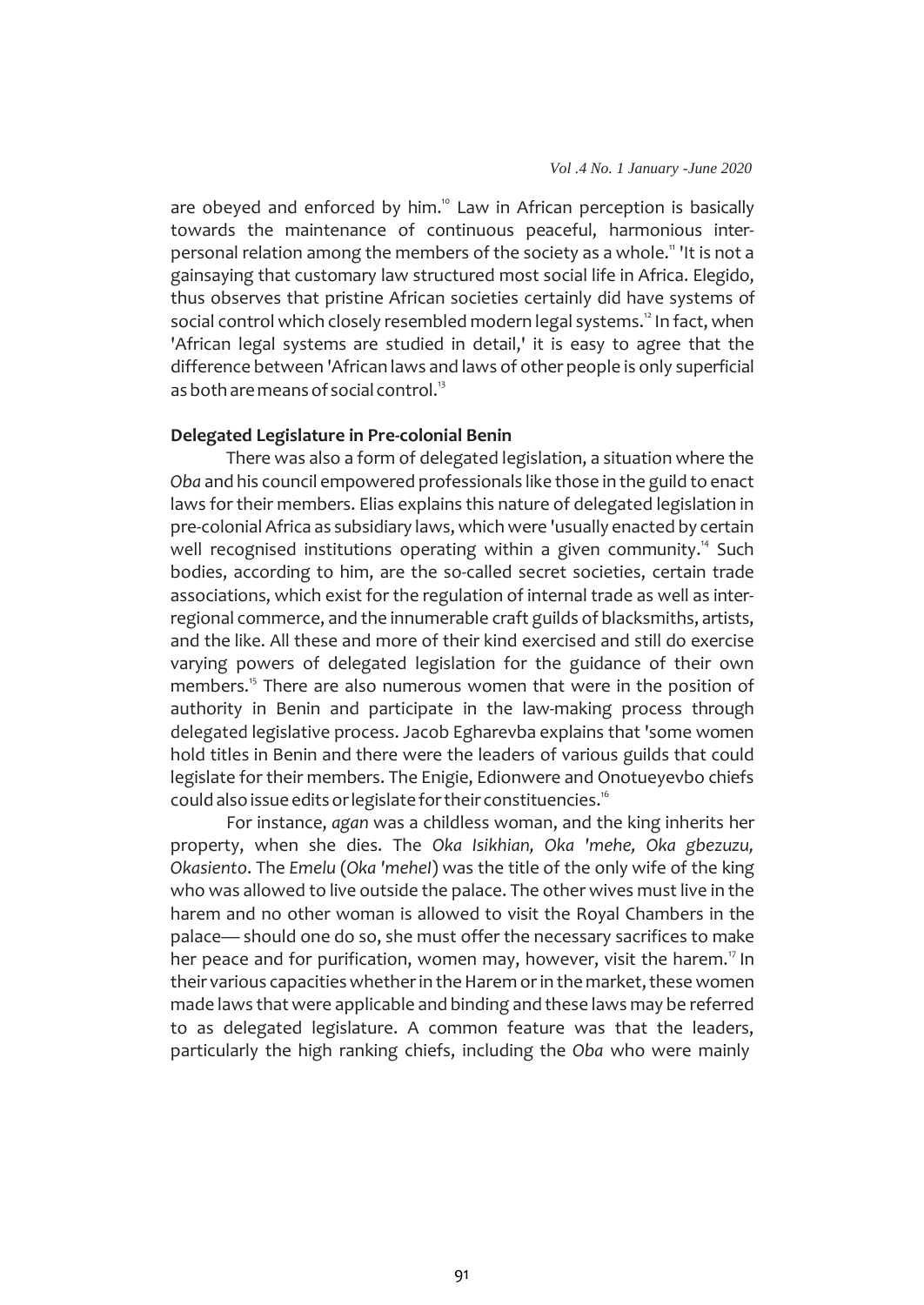are obeyed and enforced by him.[10] Law in African perception is basically towards the maintenance of continuous peaceful, harmonious inter-personal relation among the members of the society as a whole.[11] 'It is not a gainsaying that customary law structured most social life in Africa. Elegido, thus observes that pristine African societies certainly did have systems of social control which closely resembled modern legal systems.[12] In fact, when 'African legal systems are studied in detail,' it is easy to agree that the difference between 'African laws and laws of other people is only superficial as both are means of social control.[13]

**Delegated Legislature in Pre-colonial Benin**

There was also a form of delegated legislation, a situation where the *Oba* and his council empowered professionals like those in the guild to enact laws for their members. Elias explains this nature of delegated legislation in pre-colonial Africa as subsidiary laws, which were 'usually enacted by certain well recognised institutions operating within a given community.[14] Such bodies, according to him, are the so-called secret societies, certain trade associations, which exist for the regulation of internal trade as well as inter-regional commerce, and the innumerable craft guilds of blacksmiths, artists, and the like. All these and more of their kind exercised and still do exercise varying powers of delegated legislation for the guidance of their own members.[15] There are also numerous women that were in the position of authority in Benin and participate in the law-making process through delegated legislative process. Jacob Egharevba explains that 'some women hold titles in Benin and there were the leaders of various guilds that could legislate for their members. The Enigie, Edionwere and Onotueyevbo chiefs could also issue edits or legislate for their constituencies.[16]

For instance, *agan* was a childless woman, and the king inherits her property, when she dies. The *Oka Isikhian, Oka 'mehe, Oka gbezuzu, Okasiento*. The *Emelu* (*Oka 'meheI*) was the title of the only wife of the king who was allowed to live outside the palace. The other wives must live in the harem and no other woman is allowed to visit the Royal Chambers in the palace— should one do so, she must offer the necessary sacrifices to make her peace and for purification, women may, however, visit the harem.[17] In their various capacities whether in the Harem or in the market, these women made laws that were applicable and binding and these laws may be referred to as delegated legislature. A common feature was that the leaders, particularly the high ranking chiefs, including the *Oba* who were mainly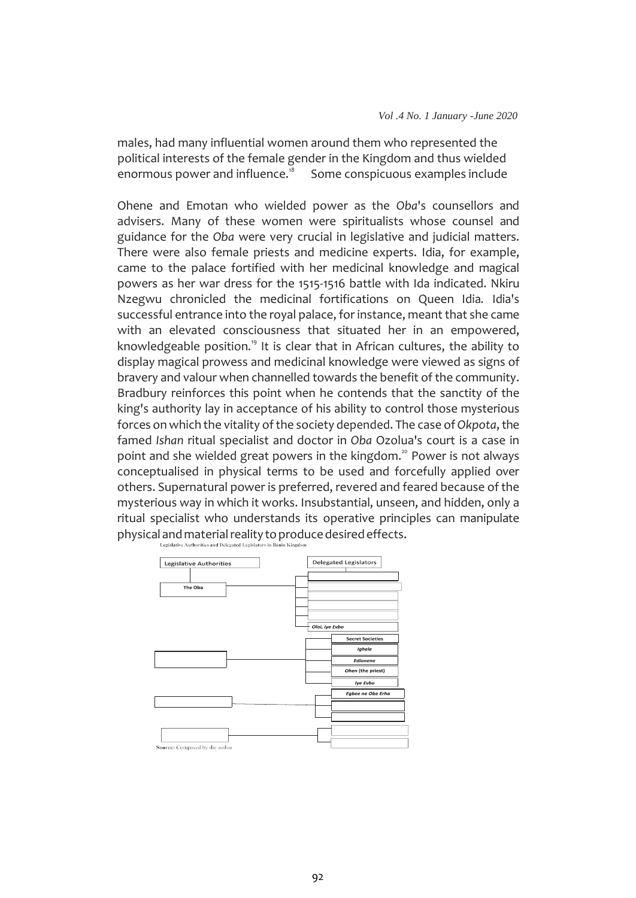males, had many influential women around them who represented the political interests of the female gender in the Kingdom and thus wielded enormous power and influence.[18] Some conspicuous examples include

Ohene and Emotan who wielded power as the *Oba*'s counsellors and advisers. Many of these women were spiritualists whose counsel and guidance for the *Oba* were very crucial in legislative and judicial matters. There were also female priests and medicine experts. Idia, for example, came to the palace fortified with her medicinal knowledge and magical powers as her war dress for the 1515-1516 battle with Ida indicated. Nkiru Nzegwu chronicled the medicinal fortifications on Queen Idia. Idia's successful entrance into the royal palace, for instance, meant that she came with an elevated consciousness that situated her in an empowered, knowledgeable position.[19] It is clear that in African cultures, the ability to display magical prowess and medicinal knowledge were viewed as signs of bravery and valour when channelled towards the benefit of the community. Bradbury reinforces this point when he contends that the sanctity of the king's authority lay in acceptance of his ability to control those mysterious forces on which the vitality of the society depended. The case of *Okpota*, the famed *Ishan* ritual specialist and doctor in *Oba* Ozolua's court is a case in point and she wielded great powers in the kingdom.[20] Power is not always conceptualised in physical terms to be used and forcefully applied over others. Supernatural power is preferred, revered and feared because of the mysterious way in which it works. Insubstantial, unseen, and hidden, only a ritual specialist who understands its operative principles can manipulate physical and material reality to produce desired effects.

Legislative Authorities and Delegated Legislators in Benin Kingdom

| Legislative Authorities | Delegated Legislators |
| --- | --- |
| The Oba | |
| | |
| | |
| | |
| | |
| | *Oloi, Iye Evbo* |
| | Secret Societies |
| | *Ighele* |
| | *Edionene* |
| | *Ohen* (the priest) |
| | *Iye Evbo* |
| | *Egbee ne Obe Erha* |
| | |
| | |
| | |
| | |

**Source:** Composed by the author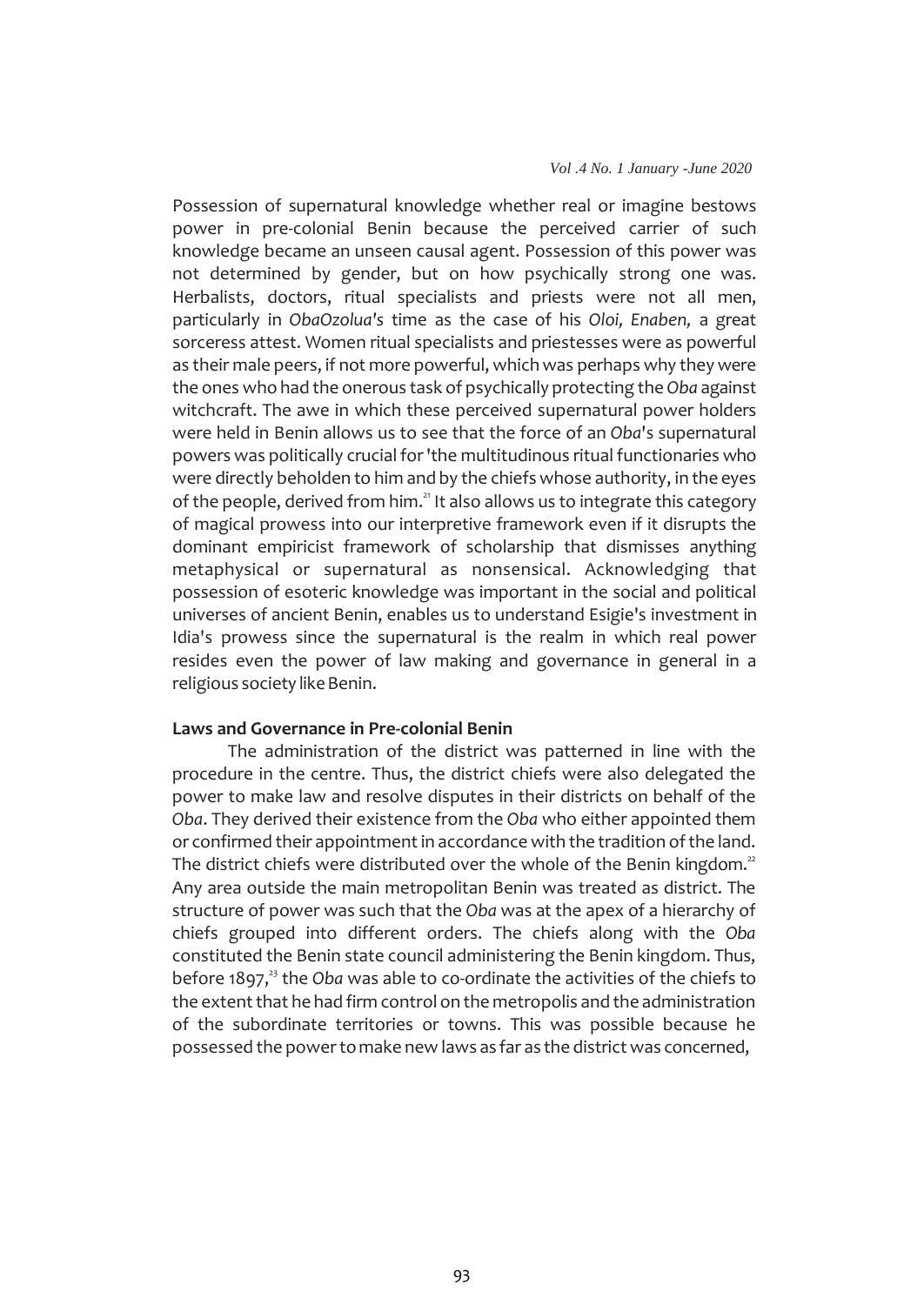Possession of supernatural knowledge whether real or imagine bestows power in pre-colonial Benin because the perceived carrier of such knowledge became an unseen causal agent. Possession of this power was not determined by gender, but on how psychically strong one was. Herbalists, doctors, ritual specialists and priests were not all men, particularly in *ObaOzolua's* time as the case of his *Oloi, Enaben,* a great sorceress attest. Women ritual specialists and priestesses were as powerful as their male peers, if not more powerful, which was perhaps why they were the ones who had the onerous task of psychically protecting the *Oba* against witchcraft. The awe in which these perceived supernatural power holders were held in Benin allows us to see that the force of an *Oba*'s supernatural powers was politically crucial for 'the multitudinous ritual functionaries who were directly beholden to him and by the chiefs whose authority, in the eyes of the people, derived from him.[21] It also allows us to integrate this category of magical prowess into our interpretive framework even if it disrupts the dominant empiricist framework of scholarship that dismisses anything metaphysical or supernatural as nonsensical. Acknowledging that possession of esoteric knowledge was important in the social and political universes of ancient Benin, enables us to understand Esigie's investment in Idia's prowess since the supernatural is the realm in which real power resides even the power of law making and governance in general in a religious society like Benin.

## Laws and Governance in Pre-colonial Benin

The administration of the district was patterned in line with the procedure in the centre. Thus, the district chiefs were also delegated the power to make law and resolve disputes in their districts on behalf of the *Oba*. They derived their existence from the *Oba* who either appointed them or confirmed their appointment in accordance with the tradition of the land. The district chiefs were distributed over the whole of the Benin kingdom.[22] Any area outside the main metropolitan Benin was treated as district. The structure of power was such that the *Oba* was at the apex of a hierarchy of chiefs grouped into different orders. The chiefs along with the *Oba* constituted the Benin state council administering the Benin kingdom. Thus, before 1897,[23] the *Oba* was able to co-ordinate the activities of the chiefs to the extent that he had firm control on the metropolis and the administration of the subordinate territories or towns. This was possible because he possessed the power to make new laws as far as the district was concerned,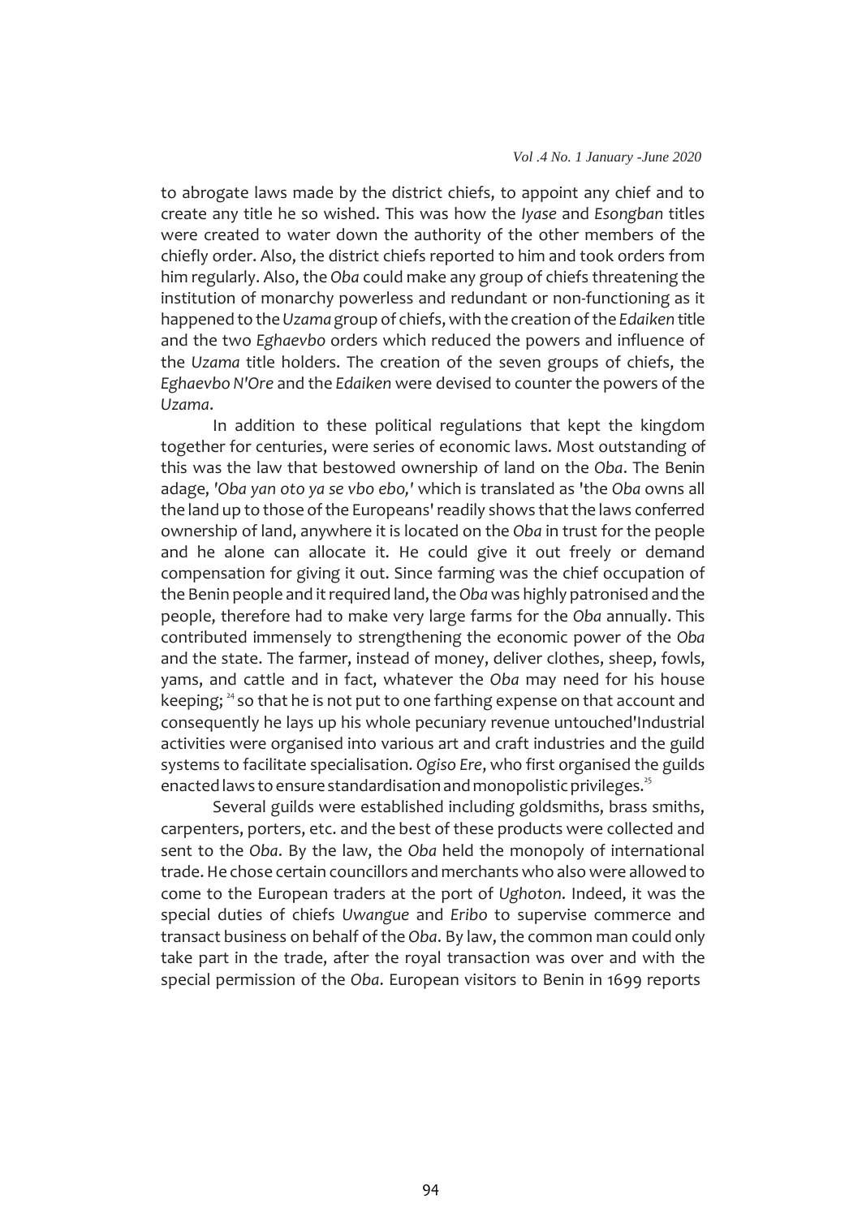to abrogate laws made by the district chiefs, to appoint any chief and to create any title he so wished. This was how the *Iyase* and *Esongban* titles were created to water down the authority of the other members of the chiefly order. Also, the district chiefs reported to him and took orders from him regularly. Also, the *Oba* could make any group of chiefs threatening the institution of monarchy powerless and redundant or non-functioning as it happened to the *Uzama* group of chiefs, with the creation of the *Edaiken* title and the two *Eghaevbo* orders which reduced the powers and influence of the *Uzama* title holders. The creation of the seven groups of chiefs, the *Eghaevbo N'Ore* and the *Edaiken* were devised to counter the powers of the *Uzama*.

In addition to these political regulations that kept the kingdom together for centuries, were series of economic laws. Most outstanding of this was the law that bestowed ownership of land on the *Oba*. The Benin adage, *'Oba yan oto ya se vbo ebo,'* which is translated as 'the *Oba* owns all the land up to those of the Europeans' readily shows that the laws conferred ownership of land, anywhere it is located on the *Oba* in trust for the people and he alone can allocate it. He could give it out freely or demand compensation for giving it out. Since farming was the chief occupation of the Benin people and it required land, the *Oba* was highly patronised and the people, therefore had to make very large farms for the *Oba* annually. This contributed immensely to strengthening the economic power of the *Oba* and the state. The farmer, instead of money, deliver clothes, sheep, fowls, yams, and cattle and in fact, whatever the *Oba* may need for his house keeping; [24] so that he is not put to one farthing expense on that account and consequently he lays up his whole pecuniary revenue untouched'Industrial activities were organised into various art and craft industries and the guild systems to facilitate specialisation. *Ogiso Ere*, who first organised the guilds enacted laws to ensure standardisation and monopolistic privileges.[25]

Several guilds were established including goldsmiths, brass smiths, carpenters, porters, etc. and the best of these products were collected and sent to the *Oba*. By the law, the *Oba* held the monopoly of international trade. He chose certain councillors and merchants who also were allowed to come to the European traders at the port of *Ughoton*. Indeed, it was the special duties of chiefs *Uwangue* and *Eribo* to supervise commerce and transact business on behalf of the *Oba*. By law, the common man could only take part in the trade, after the royal transaction was over and with the special permission of the *Oba*. European visitors to Benin in 1699 reports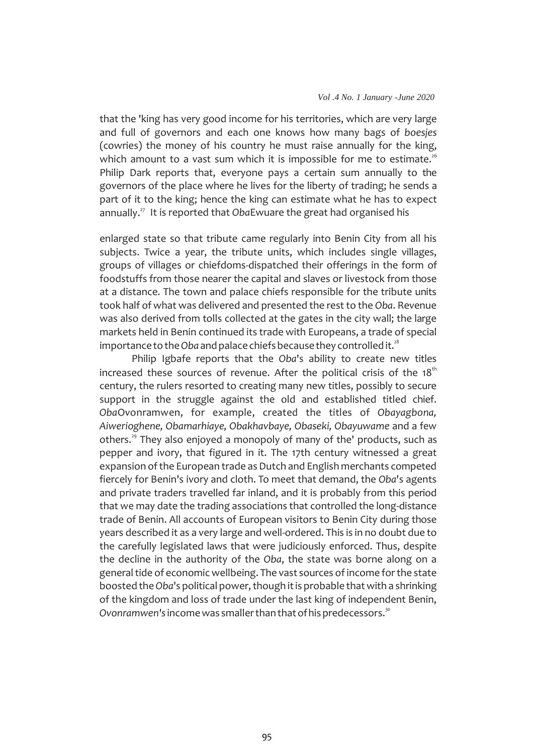that the 'king has very good income for his territories, which are very large and full of governors and each one knows how many bags of *boesjes* (cowries) the money of his country he must raise annually for the king, which amount to a vast sum which it is impossible for me to estimate.[26] Philip Dark reports that, everyone pays a certain sum annually to the governors of the place where he lives for the liberty of trading; he sends a part of it to the king; hence the king can estimate what he has to expect annually.[27] It is reported that *Oba*Ewuare the great had organised his

enlarged state so that tribute came regularly into Benin City from all his subjects. Twice a year, the tribute units, which includes single villages, groups of villages or chiefdoms-dispatched their offerings in the form of foodstuffs from those nearer the capital and slaves or livestock from those at a distance. The town and palace chiefs responsible for the tribute units took half of what was delivered and presented the rest to the *Oba*. Revenue was also derived from tolls collected at the gates in the city wall; the large markets held in Benin continued its trade with Europeans, a trade of special importance to the *Oba* and palace chiefs because they controlled it.[28]

Philip Igbafe reports that the *Oba*'s ability to create new titles increased these sources of revenue. After the political crisis of the 18th century, the rulers resorted to creating many new titles, possibly to secure support in the struggle against the old and established titled chief. *Oba*Ovonramwen, for example, created the titles of *Obayagbona, Aiwerioghene, Obamarhiaye, Obakhavbaye, Obaseki, Obayuwame* and a few others.[29] They also enjoyed a monopoly of many of the' products, such as pepper and ivory, that figured in it. The 17th century witnessed a great expansion of the European trade as Dutch and English merchants competed fiercely for Benin's ivory and cloth. To meet that demand, the *Oba*'s agents and private traders travelled far inland, and it is probably from this period that we may date the trading associations that controlled the long-distance trade of Benin. All accounts of European visitors to Benin City during those years described it as a very large and well-ordered. This is in no doubt due to the carefully legislated laws that were judiciously enforced. Thus, despite the decline in the authority of the *Oba*, the state was borne along on a general tide of economic wellbeing. The vast sources of income for the state boosted the *Oba*'s political power, though it is probable that with a shrinking of the kingdom and loss of trade under the last king of independent Benin, *Ovonramwen's* income was smaller than that of his predecessors.[30]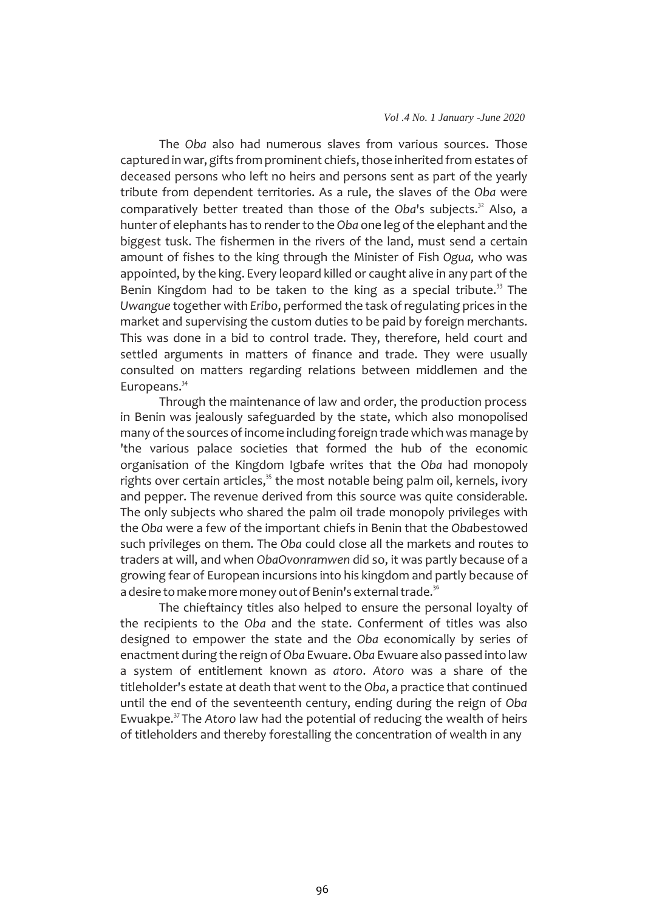The *Oba* also had numerous slaves from various sources. Those captured in war, gifts from prominent chiefs, those inherited from estates of deceased persons who left no heirs and persons sent as part of the yearly tribute from dependent territories. As a rule, the slaves of the *Oba* were comparatively better treated than those of the *Oba*'s subjects.[32] Also, a hunter of elephants has to render to the *Oba* one leg of the elephant and the biggest tusk. The fishermen in the rivers of the land, must send a certain amount of fishes to the king through the Minister of Fish *Ogua,* who was appointed, by the king. Every leopard killed or caught alive in any part of the Benin Kingdom had to be taken to the king as a special tribute.[33] The *Uwangue* together with *Eribo*, performed the task of regulating prices in the market and supervising the custom duties to be paid by foreign merchants. This was done in a bid to control trade. They, therefore, held court and settled arguments in matters of finance and trade. They were usually consulted on matters regarding relations between middlemen and the Europeans.[34]

Through the maintenance of law and order, the production process in Benin was jealously safeguarded by the state, which also monopolised many of the sources of income including foreign trade which was manage by 'the various palace societies that formed the hub of the economic organisation of the Kingdom Igbafe writes that the *Oba* had monopoly rights over certain articles,[35] the most notable being palm oil, kernels, ivory and pepper. The revenue derived from this source was quite considerable. The only subjects who shared the palm oil trade monopoly privileges with the *Oba* were a few of the important chiefs in Benin that the *Oba*bestowed such privileges on them. The *Oba* could close all the markets and routes to traders at will, and when *ObaOvonramwen* did so, it was partly because of a growing fear of European incursions into his kingdom and partly because of a desire to make more money out of Benin's external trade.[36]

The chieftaincy titles also helped to ensure the personal loyalty of the recipients to the *Oba* and the state. Conferment of titles was also designed to empower the state and the *Oba* economically by series of enactment during the reign of *Oba* Ewuare. *Oba* Ewuare also passed into law a system of entitlement known as *atoro*. *Atoro* was a share of the titleholder's estate at death that went to the *Oba*, a practice that continued until the end of the seventeenth century, ending during the reign of *Oba* Ewuakpe.[37] The *Atoro* law had the potential of reducing the wealth of heirs of titleholders and thereby forestalling the concentration of wealth in any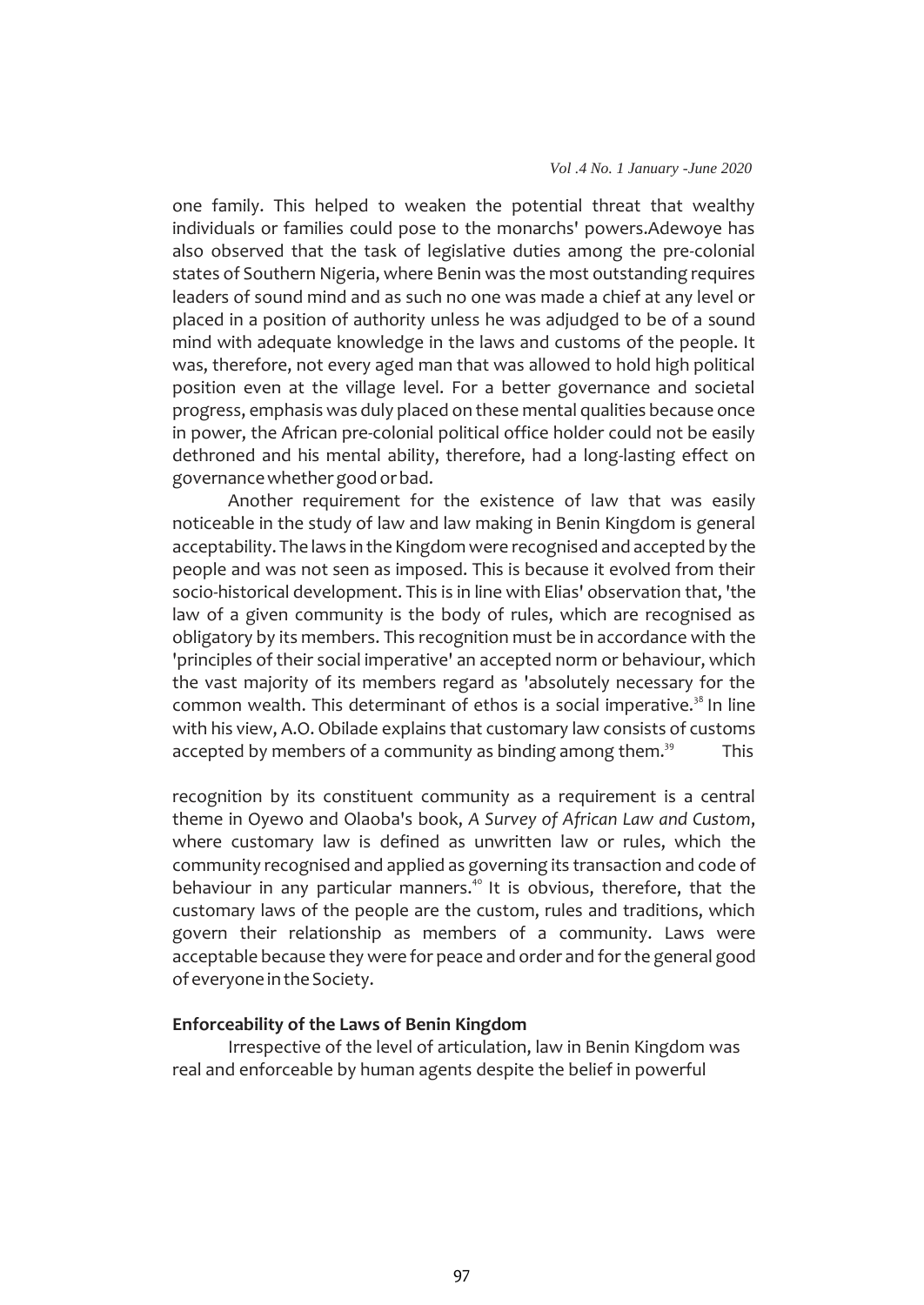one family. This helped to weaken the potential threat that wealthy individuals or families could pose to the monarchs' powers.Adewoye has also observed that the task of legislative duties among the pre-colonial states of Southern Nigeria, where Benin was the most outstanding requires leaders of sound mind and as such no one was made a chief at any level or placed in a position of authority unless he was adjudged to be of a sound mind with adequate knowledge in the laws and customs of the people. It was, therefore, not every aged man that was allowed to hold high political position even at the village level. For a better governance and societal progress, emphasis was duly placed on these mental qualities because once in power, the African pre-colonial political office holder could not be easily dethroned and his mental ability, therefore, had a long-lasting effect on governance whether good or bad.

Another requirement for the existence of law that was easily noticeable in the study of law and law making in Benin Kingdom is general acceptability. The laws in the Kingdom were recognised and accepted by the people and was not seen as imposed. This is because it evolved from their socio-historical development. This is in line with Elias' observation that, 'the law of a given community is the body of rules, which are recognised as obligatory by its members. This recognition must be in accordance with the 'principles of their social imperative' an accepted norm or behaviour, which the vast majority of its members regard as 'absolutely necessary for the common wealth. This determinant of ethos is a social imperative.[38] In line with his view, A.O. Obilade explains that customary law consists of customs accepted by members of a community as binding among them.[39] This recognition by its constituent community as a requirement is a central theme in Oyewo and Olaoba's book, *A Survey of African Law and Custom*, where customary law is defined as unwritten law or rules, which the community recognised and applied as governing its transaction and code of behaviour in any particular manners.[40] It is obvious, therefore, that the customary laws of the people are the custom, rules and traditions, which govern their relationship as members of a community. Laws were acceptable because they were for peace and order and for the general good of everyone in the Society.

**Enforceability of the Laws of Benin Kingdom**

Irrespective of the level of articulation, law in Benin Kingdom was real and enforceable by human agents despite the belief in powerful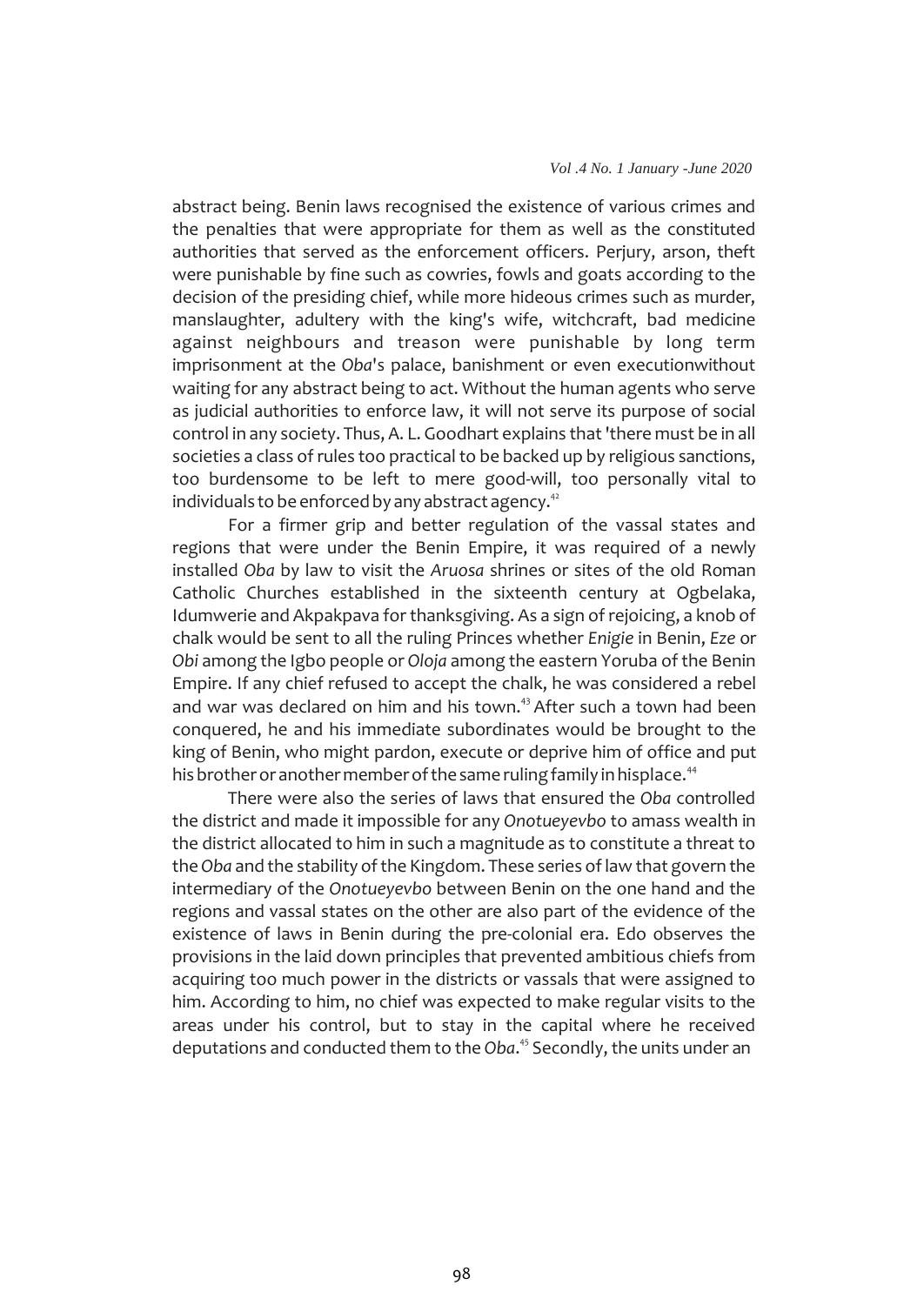abstract being. Benin laws recognised the existence of various crimes and the penalties that were appropriate for them as well as the constituted authorities that served as the enforcement officers. Perjury, arson, theft were punishable by fine such as cowries, fowls and goats according to the decision of the presiding chief, while more hideous crimes such as murder, manslaughter, adultery with the king's wife, witchcraft, bad medicine against neighbours and treason were punishable by long term imprisonment at the *Oba*'s palace, banishment or even executionwithout waiting for any abstract being to act. Without the human agents who serve as judicial authorities to enforce law, it will not serve its purpose of social control in any society. Thus, A. L. Goodhart explains that 'there must be in all societies a class of rules too practical to be backed up by religious sanctions, too burdensome to be left to mere good-will, too personally vital to individuals to be enforced by any abstract agency.[42]

For a firmer grip and better regulation of the vassal states and regions that were under the Benin Empire, it was required of a newly installed *Oba* by law to visit the *Aruosa* shrines or sites of the old Roman Catholic Churches established in the sixteenth century at Ogbelaka, Idumwerie and Akpakpava for thanksgiving. As a sign of rejoicing, a knob of chalk would be sent to all the ruling Princes whether *Enigie* in Benin, *Eze* or *Obi* among the Igbo people or *Oloja* among the eastern Yoruba of the Benin Empire. If any chief refused to accept the chalk, he was considered a rebel and war was declared on him and his town.[43] After such a town had been conquered, he and his immediate subordinates would be brought to the king of Benin, who might pardon, execute or deprive him of office and put his brother or another member of the same ruling family in hisplace.[44]

There were also the series of laws that ensured the *Oba* controlled the district and made it impossible for any *Onotueyevbo* to amass wealth in the district allocated to him in such a magnitude as to constitute a threat to the *Oba* and the stability of the Kingdom. These series of law that govern the intermediary of the *Onotueyevbo* between Benin on the one hand and the regions and vassal states on the other are also part of the evidence of the existence of laws in Benin during the pre-colonial era. Edo observes the provisions in the laid down principles that prevented ambitious chiefs from acquiring too much power in the districts or vassals that were assigned to him. According to him, no chief was expected to make regular visits to the areas under his control, but to stay in the capital where he received deputations and conducted them to the *Oba*.[45] Secondly, the units under an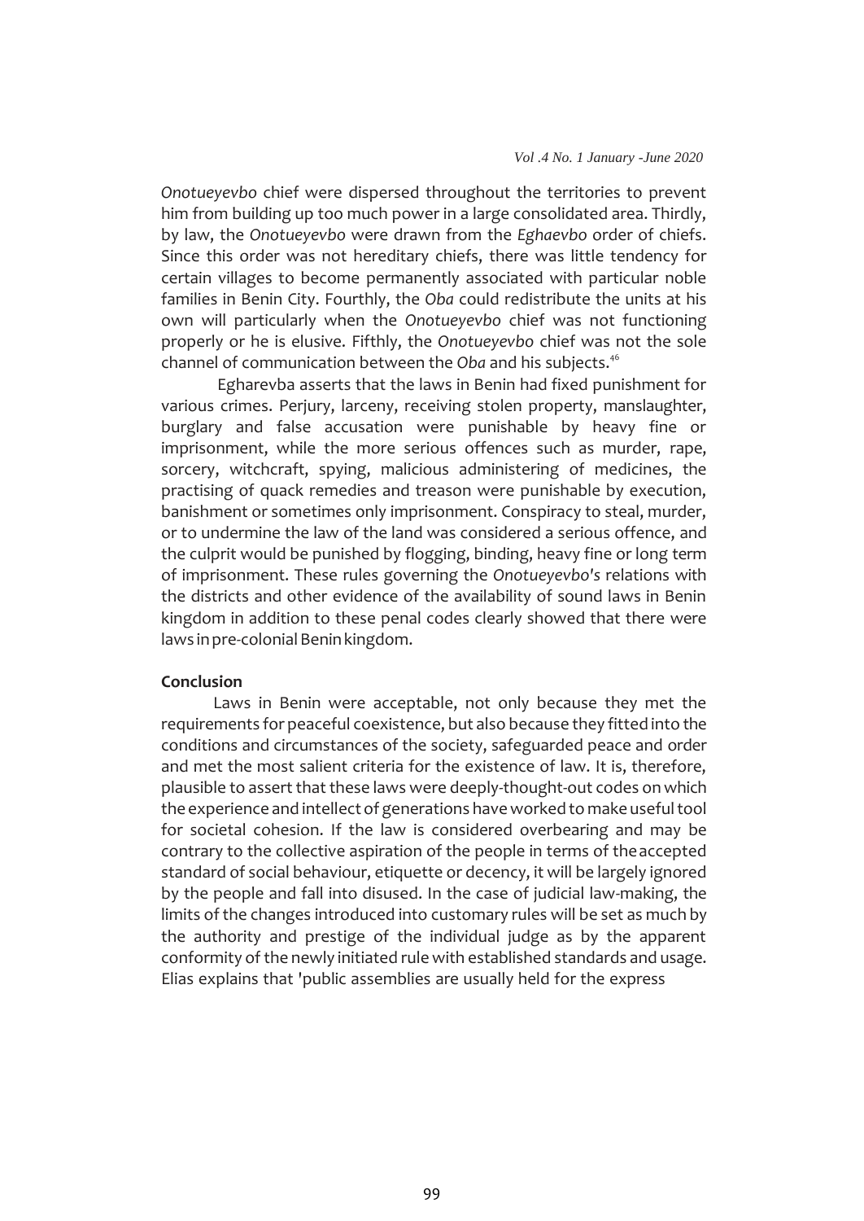*Onotueyevbo* chief were dispersed throughout the territories to prevent him from building up too much power in a large consolidated area. Thirdly, by law, the *Onotueyevbo* were drawn from the *Eghaevbo* order of chiefs. Since this order was not hereditary chiefs, there was little tendency for certain villages to become permanently associated with particular noble families in Benin City. Fourthly, the *Oba* could redistribute the units at his own will particularly when the *Onotueyevbo* chief was not functioning properly or he is elusive. Fifthly, the *Onotueyevbo* chief was not the sole channel of communication between the *Oba* and his subjects.[46]

Egharevba asserts that the laws in Benin had fixed punishment for various crimes. Perjury, larceny, receiving stolen property, manslaughter, burglary and false accusation were punishable by heavy fine or imprisonment, while the more serious offences such as murder, rape, sorcery, witchcraft, spying, malicious administering of medicines, the practising of quack remedies and treason were punishable by execution, banishment or sometimes only imprisonment. Conspiracy to steal, murder, or to undermine the law of the land was considered a serious offence, and the culprit would be punished by flogging, binding, heavy fine or long term of imprisonment. These rules governing the *Onotueyevbo's* relations with the districts and other evidence of the availability of sound laws in Benin kingdom in addition to these penal codes clearly showed that there were laws in pre-colonial Benin kingdom.

**Conclusion**

Laws in Benin were acceptable, not only because they met the requirements for peaceful coexistence, but also because they fitted into the conditions and circumstances of the society, safeguarded peace and order and met the most salient criteria for the existence of law. It is, therefore, plausible to assert that these laws were deeply-thought-out codes on which the experience and intellect of generations have worked to make useful tool for societal cohesion. If the law is considered overbearing and may be contrary to the collective aspiration of the people in terms of the accepted standard of social behaviour, etiquette or decency, it will be largely ignored by the people and fall into disused. In the case of judicial law-making, the limits of the changes introduced into customary rules will be set as much by the authority and prestige of the individual judge as by the apparent conformity of the newly initiated rule with established standards and usage. Elias explains that 'public assemblies are usually held for the express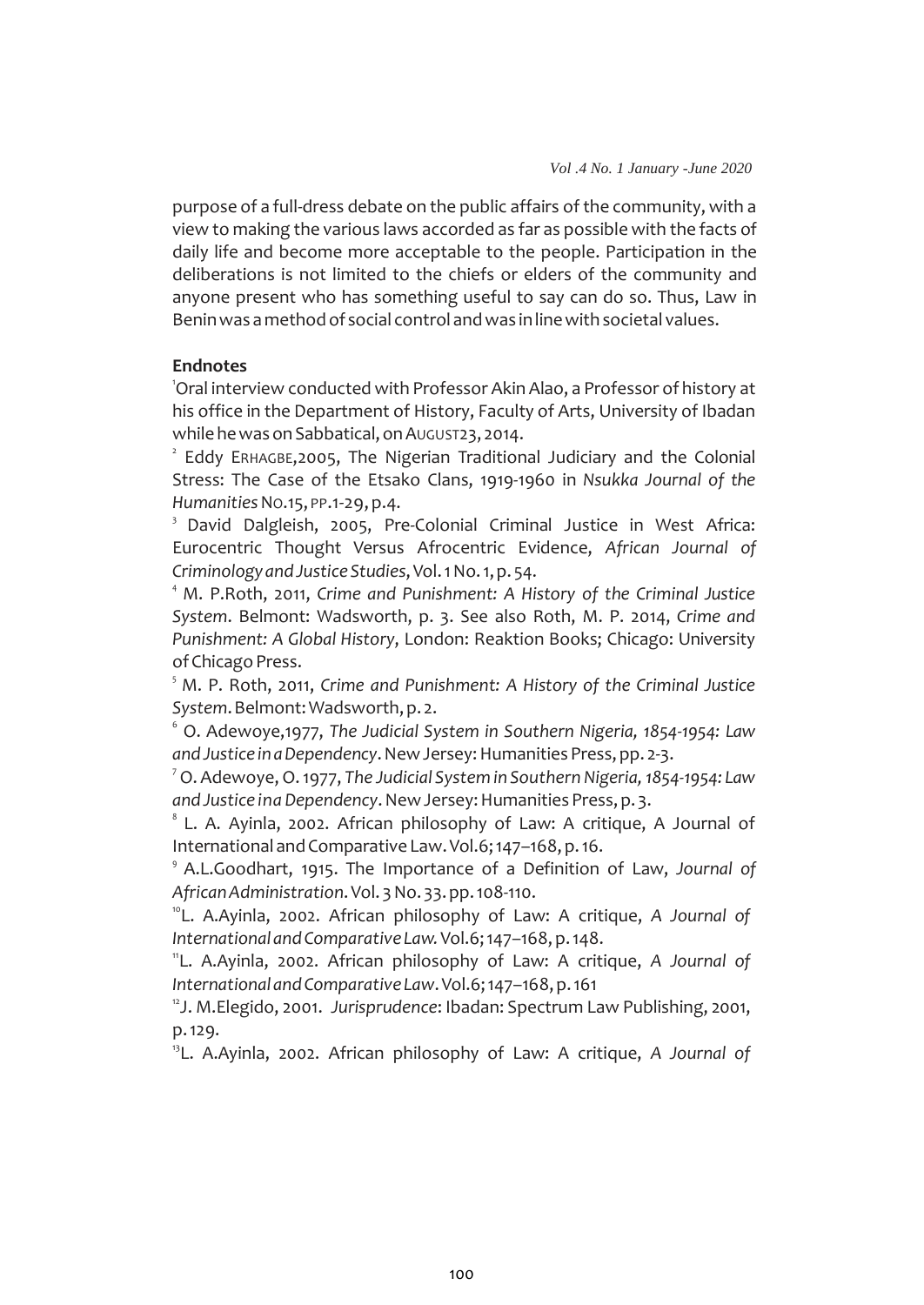purpose of a full-dress debate on the public affairs of the community, with a view to making the various laws accorded as far as possible with the facts of daily life and become more acceptable to the people. Participation in the deliberations is not limited to the chiefs or elders of the community and anyone present who has something useful to say can do so. Thus, Law in Benin was a method of social control and was in line with societal values.

**Endnotes**

[1]Oral interview conducted with Professor Akin Alao, a Professor of history at his office in the Department of History, Faculty of Arts, University of Ibadan while he was on Sabbatical, on AUGUST23, 2014.

[2] Eddy ERHAGBE,2005, The Nigerian Traditional Judiciary and the Colonial Stress: The Case of the Etsako Clans, 1919-1960 in *Nsukka Journal of the Humanities* NO.15, PP.1-29, p.4.

[3] David Dalgleish, 2005, Pre-Colonial Criminal Justice in West Africa: Eurocentric Thought Versus Afrocentric Evidence, *African Journal of Criminology and Justice Studies*, Vol. 1 No. 1, p. 54.

[4] M. P.Roth, 2011, *Crime and Punishment: A History of the Criminal Justice System*. Belmont: Wadsworth, p. 3. See also Roth, M. P. 2014, *Crime and Punishment: A Global History*, London: Reaktion Books; Chicago: University of Chicago Press.

[5] M. P. Roth, 2011, *Crime and Punishment: A History of the Criminal Justice System*. Belmont: Wadsworth, p. 2.

[6] O. Adewoye,1977, *The Judicial System in Southern Nigeria, 1854-1954: Law and Justice in a Dependency*. New Jersey: Humanities Press, pp. 2-3.

[7] O. Adewoye, O. 1977, *The Judicial System in Southern Nigeria, 1854-1954: Law and Justice ina Dependency*. New Jersey: Humanities Press, p. 3.

[8] L. A. Ayinla, 2002. African philosophy of Law: A critique, A Journal of International and Comparative Law. Vol.6; 147–168, p. 16.

[9] A.L.Goodhart, 1915. The Importance of a Definition of Law, *Journal of African Administration*. Vol. 3 No. 33. pp. 108-110.

[10]L. A.Ayinla, 2002. African philosophy of Law: A critique, *A Journal of International and Comparative Law.* Vol.6; 147–168, p. 148.

[11]L. A.Ayinla, 2002. African philosophy of Law: A critique, *A Journal of International and Comparative Law*. Vol.6; 147–168, p. 161

[12]J. M.Elegido, 2001. *Jurisprudence*: Ibadan: Spectrum Law Publishing, 2001, p. 129.

[13]L. A.Ayinla, 2002. African philosophy of Law: A critique, *A Journal of*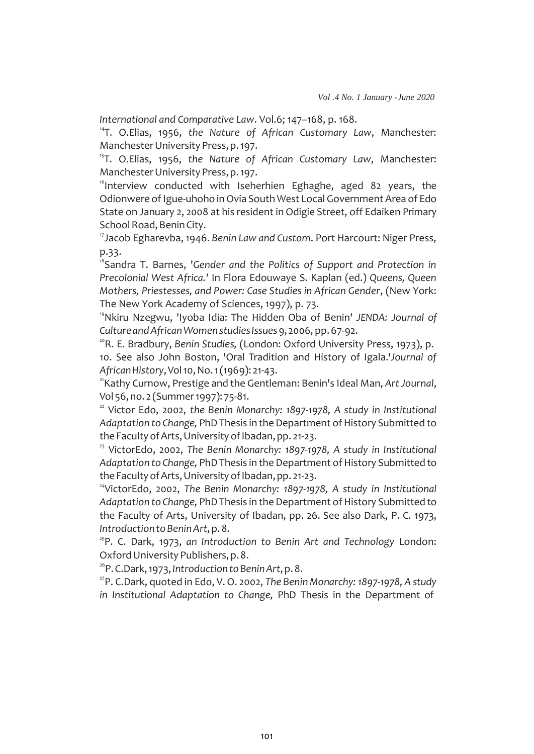*International and Comparative Law*. Vol.6; 147–168, p. 168.

[14]T. O.Elias, 1956, *the Nature of African Customary Law*, Manchester: Manchester University Press, p. 197.

[15]T. O.Elias, 1956, *the Nature of African Customary Law*, Manchester: Manchester University Press, p. 197.

[16]Interview conducted with Iseherhien Eghaghe, aged 82 years, the Odionwere of Igue-uhoho in Ovia South West Local Government Area of Edo State on January 2, 2008 at his resident in Odigie Street, off Edaiken Primary School Road, Benin City.

[17]Jacob Egharevba, 1946. *Benin Law and Custom*. Port Harcourt: Niger Press, p.33.

[18]Sandra T. Barnes, '*Gender and the Politics of Support and Protection in Precolonial West Africa.'* In Flora Edouwaye S. Kaplan (ed.) *Queens, Queen Mothers, Priestesses, and Power: Case Studies in African Gender*, (New York: The New York Academy of Sciences, 1997), p. 73.

[19]Nkiru Nzegwu, 'Iyoba Idia: The Hidden Oba of Benin' *JENDA: Journal of Culture and African Women studies Issues* 9, 2006, pp. 67-92.

[20]R. E. Bradbury, *Benin Studies,* (London: Oxford University Press, 1973), p. 10. See also John Boston, 'Oral Tradition and History of Igala.'*Journal of African History*, Vol 10, No. 1 (1969): 21-43.

[21]Kathy Curnow, Prestige and the Gentleman: Benin's Ideal Man, *Art Journal*, Vol 56, no. 2 (Summer 1997): 75-81.

[22] Victor Edo, 2002, *the Benin Monarchy: 1897-1978, A study in Institutional Adaptation to Change,* PhD Thesis in the Department of History Submitted to the Faculty of Arts, University of Ibadan, pp. 21-23.

[23] VictorEdo, 2002, *The Benin Monarchy: 1897-1978, A study in Institutional Adaptation to Change,* PhD Thesis in the Department of History Submitted to the Faculty of Arts, University of Ibadan, pp. 21-23.

[24]VictorEdo, 2002, *The Benin Monarchy: 1897-1978, A study in Institutional Adaptation to Change,* PhD Thesis in the Department of History Submitted to the Faculty of Arts, University of Ibadan, pp. 26. See also Dark, P. C. 1973, *Introduction to Benin Art*, p. 8.

[25]P. C. Dark, 1973, *an Introduction to Benin Art and Technology* London: Oxford University Publishers, p. 8.

[26]P. C.Dark, 1973, *Introduction to Benin Art*, p. 8.

[27]P. C.Dark, quoted in Edo, V. O. 2002, *The Benin Monarchy: 1897-1978, A study in Institutional Adaptation to Change,* PhD Thesis in the Department of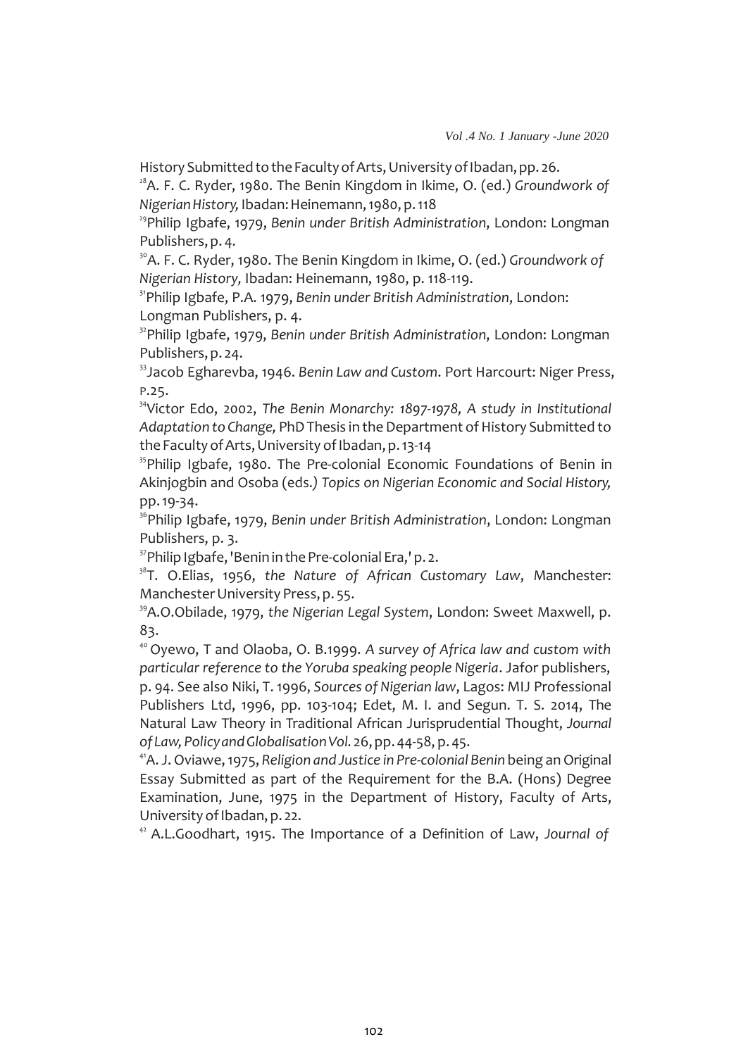History Submitted to the Faculty of Arts, University of Ibadan, pp. 26.

[28]A. F. C. Ryder, 1980. The Benin Kingdom in Ikime, O. (ed.) *Groundwork of Nigerian History,* Ibadan: Heinemann, 1980, p. 118

[29]Philip Igbafe, 1979, *Benin under British Administration*, London: Longman Publishers, p. 4.

[30]A. F. C. Ryder, 1980. The Benin Kingdom in Ikime, O. (ed.) *Groundwork of Nigerian History,* Ibadan: Heinemann, 1980, p. 118-119.

[31]Philip Igbafe, P.A. 1979, *Benin under British Administration*, London: Longman Publishers, p. 4.

[32]Philip Igbafe, 1979, *Benin under British Administration*, London: Longman Publishers, p. 24.

[33]Jacob Egharevba, 1946. *Benin Law and Custom*. Port Harcourt: Niger Press, P.25.

[34]Victor Edo, 2002, *The Benin Monarchy: 1897-1978, A study in Institutional Adaptation to Change,* PhD Thesis in the Department of History Submitted to the Faculty of Arts, University of Ibadan, p. 13-14

[35]Philip Igbafe, 1980. The Pre-colonial Economic Foundations of Benin in Akinjogbin and Osoba (eds.) *Topics on Nigerian Economic and Social History,* pp. 19-34.

[36]Philip Igbafe, 1979, *Benin under British Administration*, London: Longman Publishers, p. 3.

[37]Philip Igbafe, 'Benin in the Pre-colonial Era,' p. 2.

[38]T. O.Elias, 1956, *the Nature of African Customary Law*, Manchester: Manchester University Press, p. 55.

[39]A.O.Obilade, 1979, *the Nigerian Legal System*, London: Sweet Maxwell, p. 83.

[40] Oyewo, T and Olaoba, O. B.1999. *A survey of Africa law and custom with particular reference to the Yoruba speaking people Nigeria*. Jafor publishers, p. 94. See also Niki, T. 1996, *Sources of Nigerian law*, Lagos: MIJ Professional Publishers Ltd, 1996, pp. 103-104; Edet, M. I. and Segun. T. S. 2014, The Natural Law Theory in Traditional African Jurisprudential Thought, *Journal of Law, Policy and Globalisation Vol.* 26, pp. 44-58, p. 45.

[41]A. J. Oviawe, 1975, *Religion and Justice in Pre-colonial Benin* being an Original Essay Submitted as part of the Requirement for the B.A. (Hons) Degree Examination, June, 1975 in the Department of History, Faculty of Arts, University of Ibadan, p. 22.

[42] A.L.Goodhart, 1915. The Importance of a Definition of Law, *Journal of*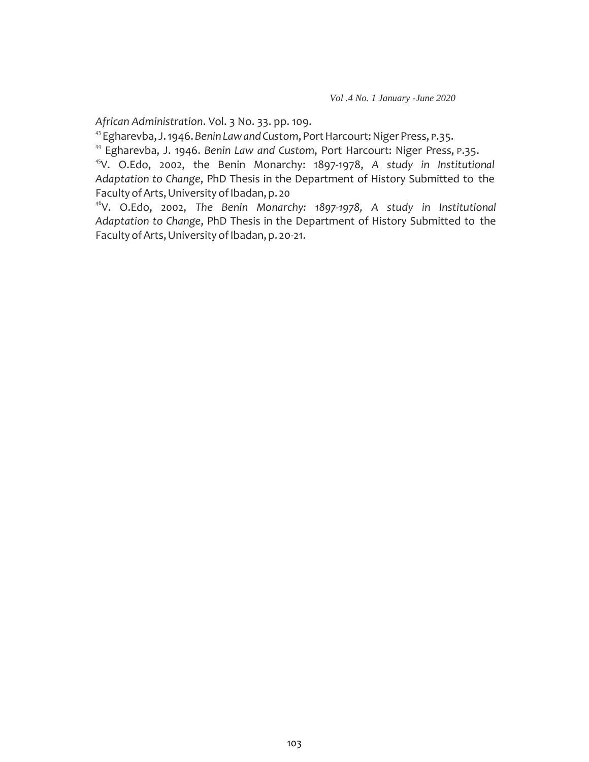*African Administration*. Vol. 3 No. 33. pp. 109.

[43] Egharevba, J. 1946. *Benin Law and Custom*, Port Harcourt: Niger Press, P.35.

[44] Egharevba, J. 1946. *Benin Law and Custom*, Port Harcourt: Niger Press, P.35.

[45]V. O.Edo, 2002, the Benin Monarchy: 1897-1978, *A study in Institutional Adaptation to Change*, PhD Thesis in the Department of History Submitted to the Faculty of Arts, University of Ibadan, p. 20

[46]V. O.Edo, 2002, *The Benin Monarchy: 1897-1978, A study in Institutional Adaptation to Change*, PhD Thesis in the Department of History Submitted to the Faculty of Arts, University of Ibadan, p. 20-21.